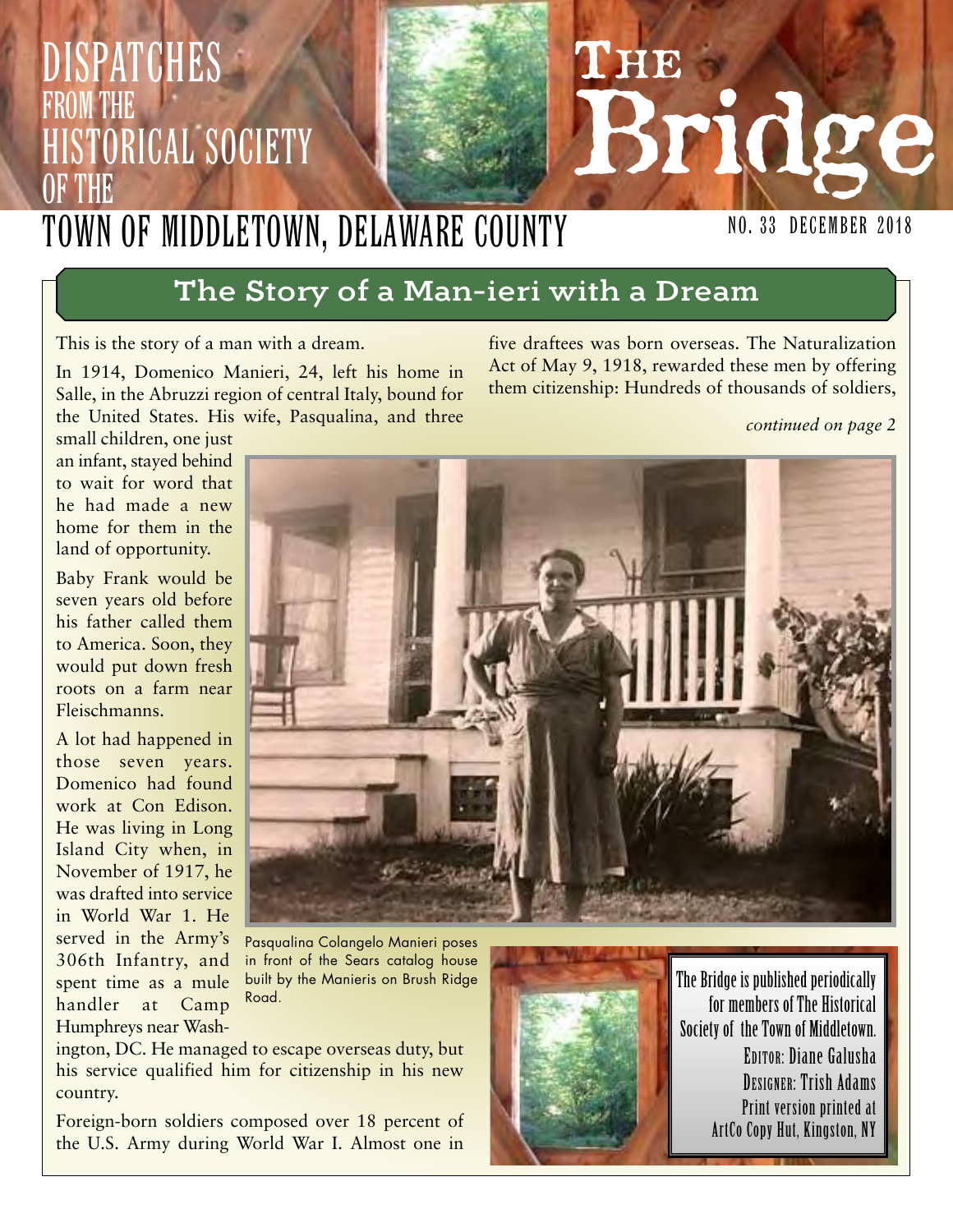# DISPATCHES FROM THE HISTORICAL SOCIETY OF THE TOWN OF MIDDLETOWN, DELAWARE COUNTY

# The Bridge

NO. 33 DECEMBER 2018

## The Story of a Man-ieri with a Dream

This is the story of a man with a dream.

In 1914, Domenico Manieri, 24, left his home in Salle, in the Abruzzi region of central Italy, bound for the United States. His wife, Pasqualina, and three small children, one just an infant, stayed behind to wait for word that he had made a new home for them in the land of opportunity.

Baby Frank would be seven years old before his father called them to America. Soon, they would put down fresh roots on a farm near Fleischmanns.

A lot had happened in those seven years. Domenico had found work at Con Edison. He was living in Long Island City when, in November of 1917, he was drafted into service in World War 1. He served in the Army's 306th Infantry, and spent time as a mule handler at Camp Humphreys near Washington, DC. He managed to escape overseas duty, but his service qualified him for citizenship in his new country.

Foreign-born soldiers composed over 18 percent of the U.S. Army during World War I. Almost one in five draftees was born overseas. The Naturalization Act of May 9, 1918, rewarded these men by offering them citizenship: Hundreds of thousands of soldiers,

*continued on page 2*

Pasqualina Colangelo Manieri poses in front of the Sears catalog house built by the Manieris on Brush Ridge Road.

The Bridge is published periodically for members of The Historical Society of the Town of Middletown.
Editor: Diane Galusha
Designer: Trish Adams
Print version printed at ArtCo Copy Hut, Kingston, NY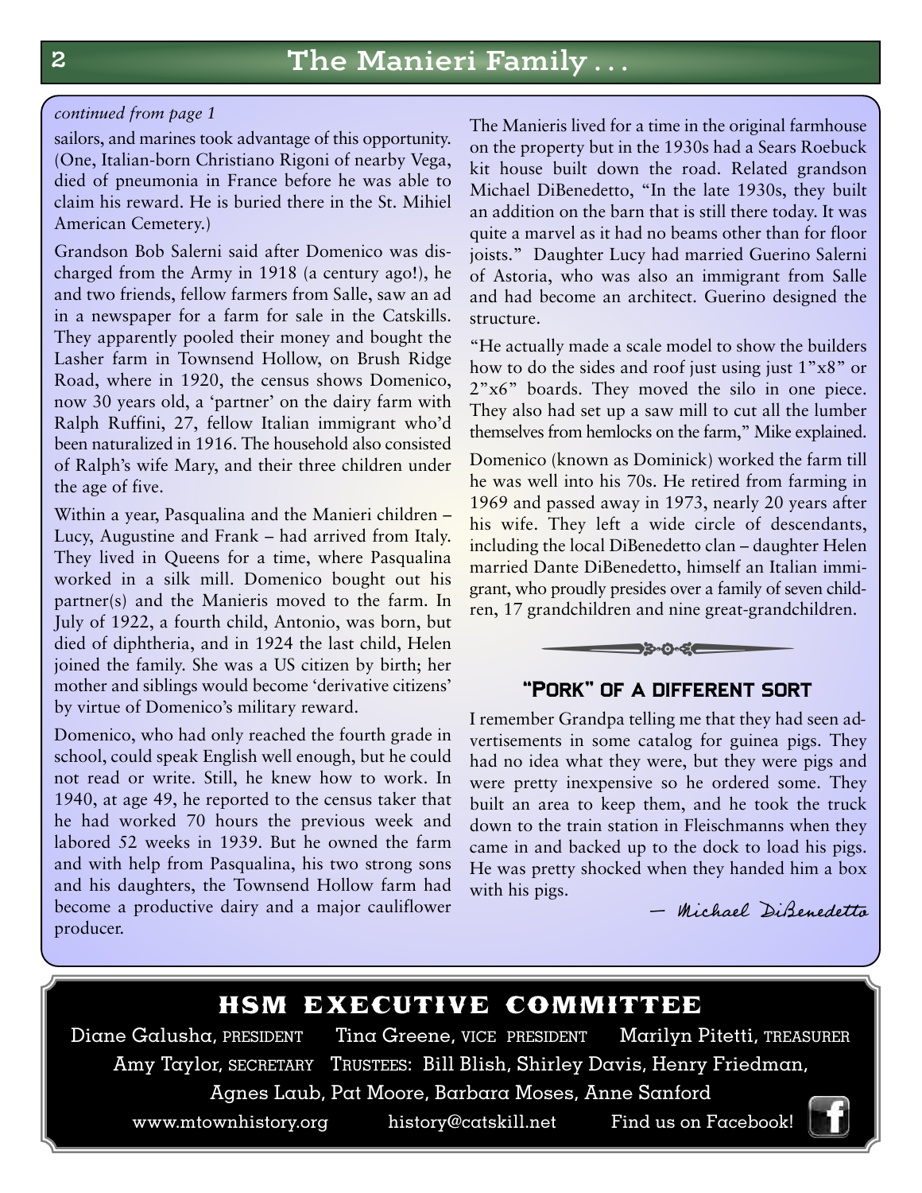# The Manieri Family . . .

*continued from page 1*

sailors, and marines took advantage of this opportunity. (One, Italian-born Christiano Rigoni of nearby Vega, died of pneumonia in France before he was able to claim his reward. He is buried there in the St. Mihiel American Cemetery.)

Grandson Bob Salerni said after Domenico was discharged from the Army in 1918 (a century ago!), he and two friends, fellow farmers from Salle, saw an ad in a newspaper for a farm for sale in the Catskills. They apparently pooled their money and bought the Lasher farm in Townsend Hollow, on Brush Ridge Road, where in 1920, the census shows Domenico, now 30 years old, a 'partner' on the dairy farm with Ralph Ruffini, 27, fellow Italian immigrant who'd been naturalized in 1916. The household also consisted of Ralph's wife Mary, and their three children under the age of five.

Within a year, Pasqualina and the Manieri children – Lucy, Augustine and Frank – had arrived from Italy. They lived in Queens for a time, where Pasqualina worked in a silk mill. Domenico bought out his partner(s) and the Manieris moved to the farm. In July of 1922, a fourth child, Antonio, was born, but died of diphtheria, and in 1924 the last child, Helen joined the family. She was a US citizen by birth; her mother and siblings would become 'derivative citizens' by virtue of Domenico's military reward.

Domenico, who had only reached the fourth grade in school, could speak English well enough, but he could not read or write. Still, he knew how to work. In 1940, at age 49, he reported to the census taker that he had worked 70 hours the previous week and labored 52 weeks in 1939. But he owned the farm and with help from Pasqualina, his two strong sons and his daughters, the Townsend Hollow farm had become a productive dairy and a major cauliflower producer.

The Manieris lived for a time in the original farmhouse on the property but in the 1930s had a Sears Roebuck kit house built down the road. Related grandson Michael DiBenedetto, "In the late 1930s, they built an addition on the barn that is still there today. It was quite a marvel as it had no beams other than for floor joists." Daughter Lucy had married Guerino Salerni of Astoria, who was also an immigrant from Salle and had become an architect. Guerino designed the structure.

"He actually made a scale model to show the builders how to do the sides and roof just using just 1"x8" or 2"x6" boards. They moved the silo in one piece. They also had set up a saw mill to cut all the lumber themselves from hemlocks on the farm," Mike explained.

Domenico (known as Dominick) worked the farm till he was well into his 70s. He retired from farming in 1969 and passed away in 1973, nearly 20 years after his wife. They left a wide circle of descendants, including the local DiBenedetto clan – daughter Helen married Dante DiBenedetto, himself an Italian immigrant, who proudly presides over a family of seven children, 17 grandchildren and nine great-grandchildren.

## "Pork" of a Different Sort

I remember Grandpa telling me that they had seen advertisements in some catalog for guinea pigs. They had no idea what they were, but they were pigs and were pretty inexpensive so he ordered some. They built an area to keep them, and he took the truck down to the train station in Fleischmanns when they came in and backed up to the dock to load his pigs. He was pretty shocked when they handed him a box with his pigs.

— *Michael DiBenedetto*

## HSM Executive Committee

Diane Galusha, PRESIDENT   Tina Greene, VICE PRESIDENT   Marilyn Pitetti, TREASURER
Amy Taylor, SECRETARY   TRUSTEES: Bill Blish, Shirley Davis, Henry Friedman, Agnes Laub, Pat Moore, Barbara Moses, Anne Sanford

www.mtownhistory.org   history@catskill.net   Find us on Facebook!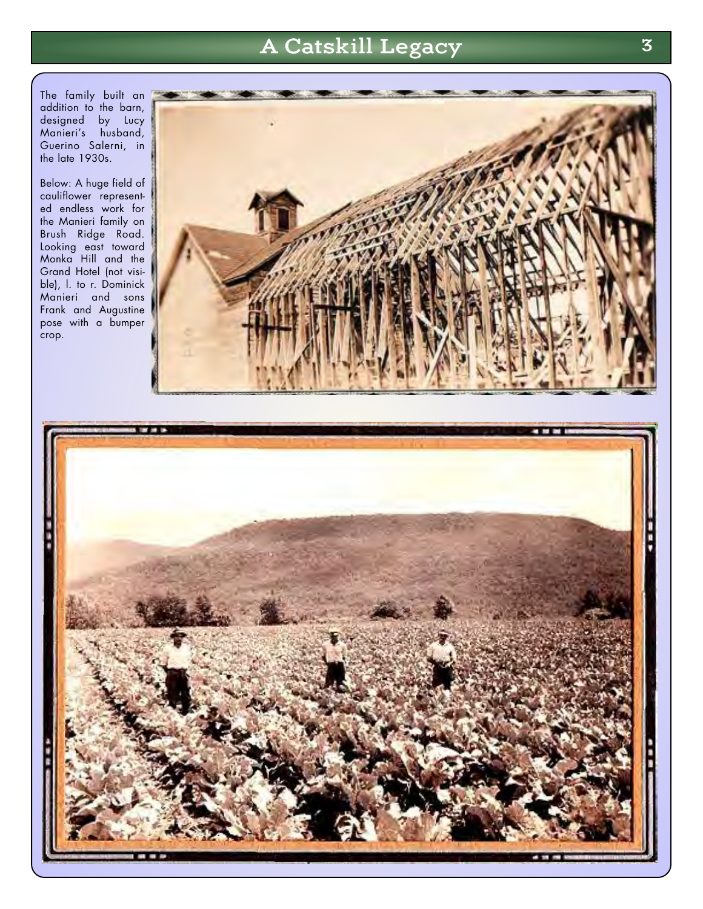The family built an addition to the barn, designed by Lucy Manieri's husband, Guerino Salerni, in the late 1930s.

Below: A huge field of cauliflower represented endless work for the Manieri family on Brush Ridge Road. Looking east toward Monka Hill and the Grand Hotel (not visible), l. to r. Dominick Manieri and sons Frank and Augustine pose with a bumper crop.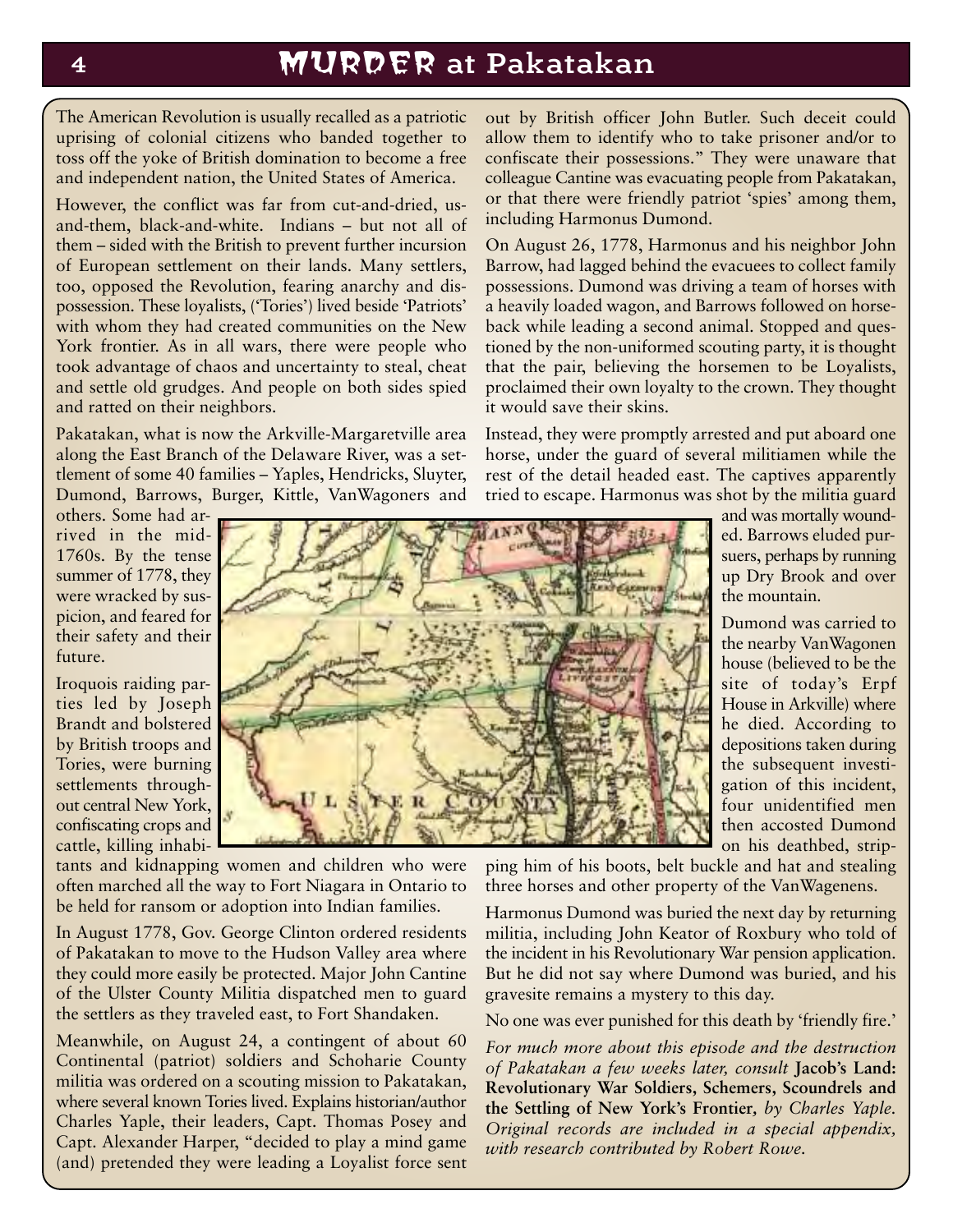# MURDER at Pakatakan

The American Revolution is usually recalled as a patriotic uprising of colonial citizens who banded together to toss off the yoke of British domination to become a free and independent nation, the United States of America.

However, the conflict was far from cut-and-dried, us-and-them, black-and-white. Indians – but not all of them – sided with the British to prevent further incursion of European settlement on their lands. Many settlers, too, opposed the Revolution, fearing anarchy and dispossession. These loyalists, ('Tories') lived beside 'Patriots' with whom they had created communities on the New York frontier. As in all wars, there were people who took advantage of chaos and uncertainty to steal, cheat and settle old grudges. And people on both sides spied and ratted on their neighbors.

Pakatakan, what is now the Arkville-Margaretville area along the East Branch of the Delaware River, was a settlement of some 40 families – Yaples, Hendricks, Sluyter, Dumond, Barrows, Burger, Kittle, VanWagoners and others. Some had arrived in the mid-1760s. By the tense summer of 1778, they were wracked by suspicion, and feared for their safety and their future.

Iroquois raiding parties led by Joseph Brandt and bolstered by British troops and Tories, were burning settlements throughout central New York, confiscating crops and cattle, killing inhabitants and kidnapping women and children who were often marched all the way to Fort Niagara in Ontario to be held for ransom or adoption into Indian families.

In August 1778, Gov. George Clinton ordered residents of Pakatakan to move to the Hudson Valley area where they could more easily be protected. Major John Cantine of the Ulster County Militia dispatched men to guard the settlers as they traveled east, to Fort Shandaken.

Meanwhile, on August 24, a contingent of about 60 Continental (patriot) soldiers and Schoharie County militia was ordered on a scouting mission to Pakatakan, where several known Tories lived. Explains historian/author Charles Yaple, their leaders, Capt. Thomas Posey and Capt. Alexander Harper, "decided to play a mind game (and) pretended they were leading a Loyalist force sent out by British officer John Butler. Such deceit could allow them to identify who to take prisoner and/or to confiscate their possessions." They were unaware that colleague Cantine was evacuating people from Pakatakan, or that there were friendly patriot 'spies' among them, including Harmonus Dumond.

On August 26, 1778, Harmonus and his neighbor John Barrow, had lagged behind the evacuees to collect family possessions. Dumond was driving a team of horses with a heavily loaded wagon, and Barrows followed on horseback while leading a second animal. Stopped and questioned by the non-uniformed scouting party, it is thought that the pair, believing the horsemen to be Loyalists, proclaimed their own loyalty to the crown. They thought it would save their skins.

Instead, they were promptly arrested and put aboard one horse, under the guard of several militiamen while the rest of the detail headed east. The captives apparently tried to escape. Harmonus was shot by the militia guard and was mortally wounded. Barrows eluded pursuers, perhaps by running up Dry Brook and over the mountain.

Dumond was carried to the nearby VanWagonen house (believed to be the site of today's Erpf House in Arkville) where he died. According to depositions taken during the subsequent investigation of this incident, four unidentified men then accosted Dumond on his deathbed, stripping him of his boots, belt buckle and hat and stealing three horses and other property of the VanWagenens.

Harmonus Dumond was buried the next day by returning militia, including John Keator of Roxbury who told of the incident in his Revolutionary War pension application. But he did not say where Dumond was buried, and his gravesite remains a mystery to this day.

No one was ever punished for this death by 'friendly fire.'

*For much more about this episode and the destruction of Pakatakan a few weeks later, consult* **Jacob's Land: Revolutionary War Soldiers, Schemers, Scoundrels and the Settling of New York's Frontier**, *by Charles Yaple. Original records are included in a special appendix, with research contributed by Robert Rowe.*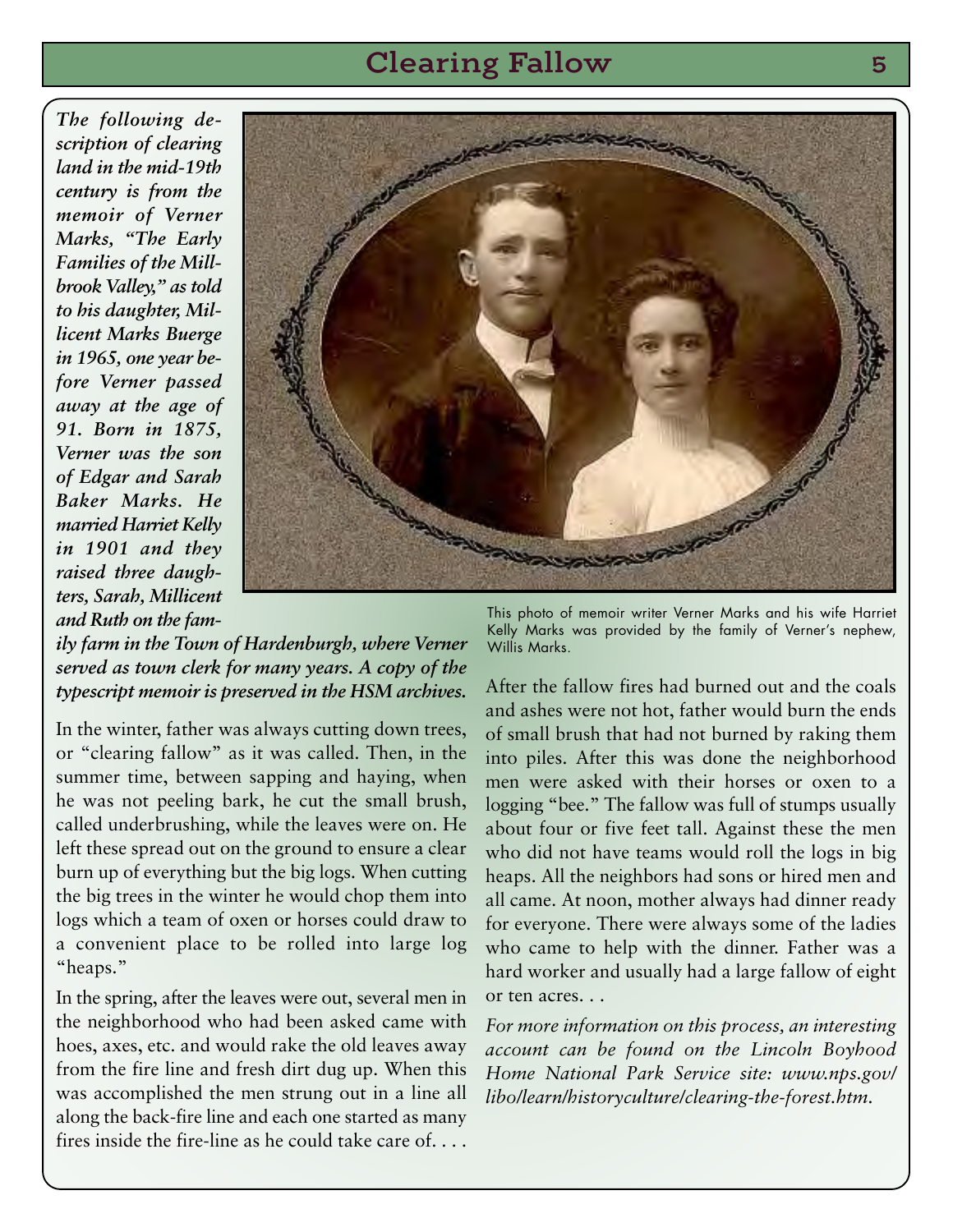# Clearing Fallow

*The following description of clearing land in the mid-19th century is from the memoir of Verner Marks, "The Early Families of the Millbrook Valley," as told to his daughter, Millicent Marks Buerge in 1965, one year before Verner passed away at the age of 91. Born in 1875, Verner was the son of Edgar and Sarah Baker Marks. He married Harriet Kelly in 1901 and they raised three daughters, Sarah, Millicent and Ruth on the family farm in the Town of Hardenburgh, where Verner served as town clerk for many years. A copy of the typescript memoir is preserved in the HSM archives.*

This photo of memoir writer Verner Marks and his wife Harriet Kelly Marks was provided by the family of Verner's nephew, Willis Marks.

In the winter, father was always cutting down trees, or "clearing fallow" as it was called. Then, in the summer time, between sapping and haying, when he was not peeling bark, he cut the small brush, called underbrushing, while the leaves were on. He left these spread out on the ground to ensure a clear burn up of everything but the big logs. When cutting the big trees in the winter he would chop them into logs which a team of oxen or horses could draw to a convenient place to be rolled into large log "heaps."

In the spring, after the leaves were out, several men in the neighborhood who had been asked came with hoes, axes, etc. and would rake the old leaves away from the fire line and fresh dirt dug up. When this was accomplished the men strung out in a line all along the back-fire line and each one started as many fires inside the fire-line as he could take care of. . . .

After the fallow fires had burned out and the coals and ashes were not hot, father would burn the ends of small brush that had not burned by raking them into piles. After this was done the neighborhood men were asked with their horses or oxen to a logging "bee." The fallow was full of stumps usually about four or five feet tall. Against these the men who did not have teams would roll the logs in big heaps. All the neighbors had sons or hired men and all came. At noon, mother always had dinner ready for everyone. There were always some of the ladies who came to help with the dinner. Father was a hard worker and usually had a large fallow of eight or ten acres. . .

*For more information on this process, an interesting account can be found on the Lincoln Boyhood Home National Park Service site: www.nps.gov/libo/learn/historyculture/clearing-the-forest.htm.*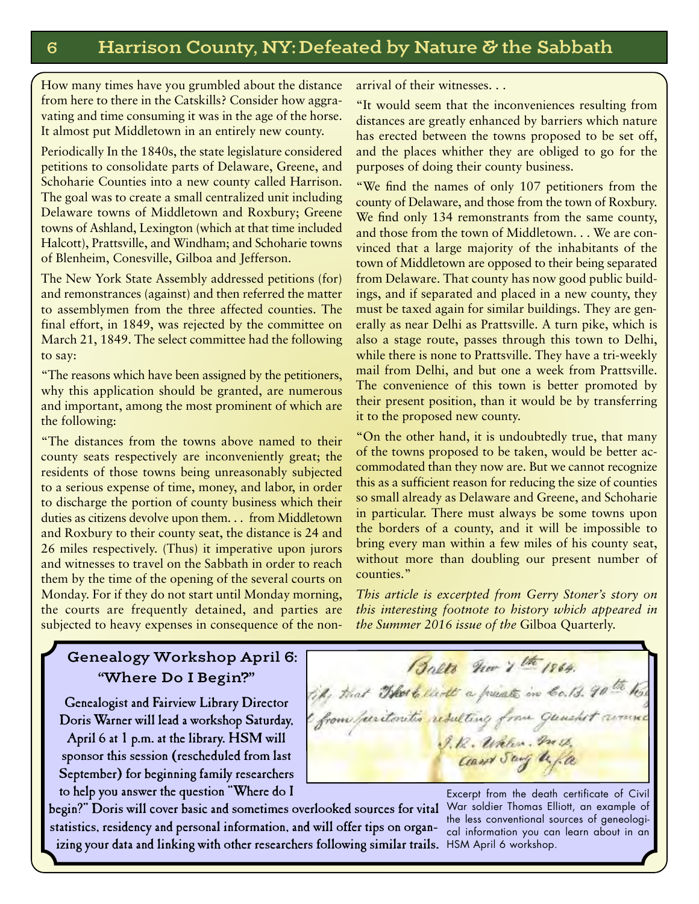# Harrison County, NY: Defeated by Nature & the Sabbath

How many times have you grumbled about the distance from here to there in the Catskills? Consider how aggravating and time consuming it was in the age of the horse. It almost put Middletown in an entirely new county.

Periodically In the 1840s, the state legislature considered petitions to consolidate parts of Delaware, Greene, and Schoharie Counties into a new county called Harrison. The goal was to create a small centralized unit including Delaware towns of Middletown and Roxbury; Greene towns of Ashland, Lexington (which at that time included Halcott), Prattsville, and Windham; and Schoharie towns of Blenheim, Conesville, Gilboa and Jefferson.

The New York State Assembly addressed petitions (for) and remonstrances (against) and then referred the matter to assemblymen from the three affected counties. The final effort, in 1849, was rejected by the committee on March 21, 1849. The select committee had the following to say:

"The reasons which have been assigned by the petitioners, why this application should be granted, are numerous and important, among the most prominent of which are the following:

"The distances from the towns above named to their county seats respectively are inconveniently great; the residents of those towns being unreasonably subjected to a serious expense of time, money, and labor, in order to discharge the portion of county business which their duties as citizens devolve upon them. . . from Middletown and Roxbury to their county seat, the distance is 24 and 26 miles respectively. (Thus) it imperative upon jurors and witnesses to travel on the Sabbath in order to reach them by the time of the opening of the several courts on Monday. For if they do not start until Monday morning, the courts are frequently detained, and parties are subjected to heavy expenses in consequence of the non-arrival of their witnesses. . .

"It would seem that the inconveniences resulting from distances are greatly enhanced by barriers which nature has erected between the towns proposed to be set off, and the places whither they are obliged to go for the purposes of doing their county business.

"We find the names of only 107 petitioners from the county of Delaware, and those from the town of Roxbury. We find only 134 remonstrants from the same county, and those from the town of Middletown. . . We are convinced that a large majority of the inhabitants of the town of Middletown are opposed to their being separated from Delaware. That county has now good public buildings, and if separated and placed in a new county, they must be taxed again for similar buildings. They are generally as near Delhi as Prattsville. A turn pike, which is also a stage route, passes through this town to Delhi, while there is none to Prattsville. They have a tri-weekly mail from Delhi, and but one a week from Prattsville. The convenience of this town is better promoted by their present position, than it would be by transferring it to the proposed new county.

"On the other hand, it is undoubtedly true, that many of the towns proposed to be taken, would be better accommodated than they now are. But we cannot recognize this as a sufficient reason for reducing the size of counties so small already as Delaware and Greene, and Schoharie in particular. There must always be some towns upon the borders of a county, and it will be impossible to bring every man within a few miles of his county seat, without more than doubling our present number of counties."

*This article is excerpted from Gerry Stoner's story on this interesting footnote to history which appeared in the Summer 2016 issue of the* Gilboa Quarterly.

## Genealogy Workshop April 6: "Where Do I Begin?"

Genealogist and Fairview Library Director Doris Warner will lead a workshop Saturday, April 6 at 1 p.m. at the library. HSM will sponsor this session (rescheduled from last September) for beginning family researchers to help you answer the question "Where do I begin?" Doris will cover basic and sometimes overlooked sources for vital statistics, residency and personal information, and will offer tips on organizing your data and linking with other researchers following similar trails.

Excerpt from the death certificate of Civil War soldier Thomas Elliott, an example of the less conventional sources of geneological information you can learn about in an HSM April 6 workshop.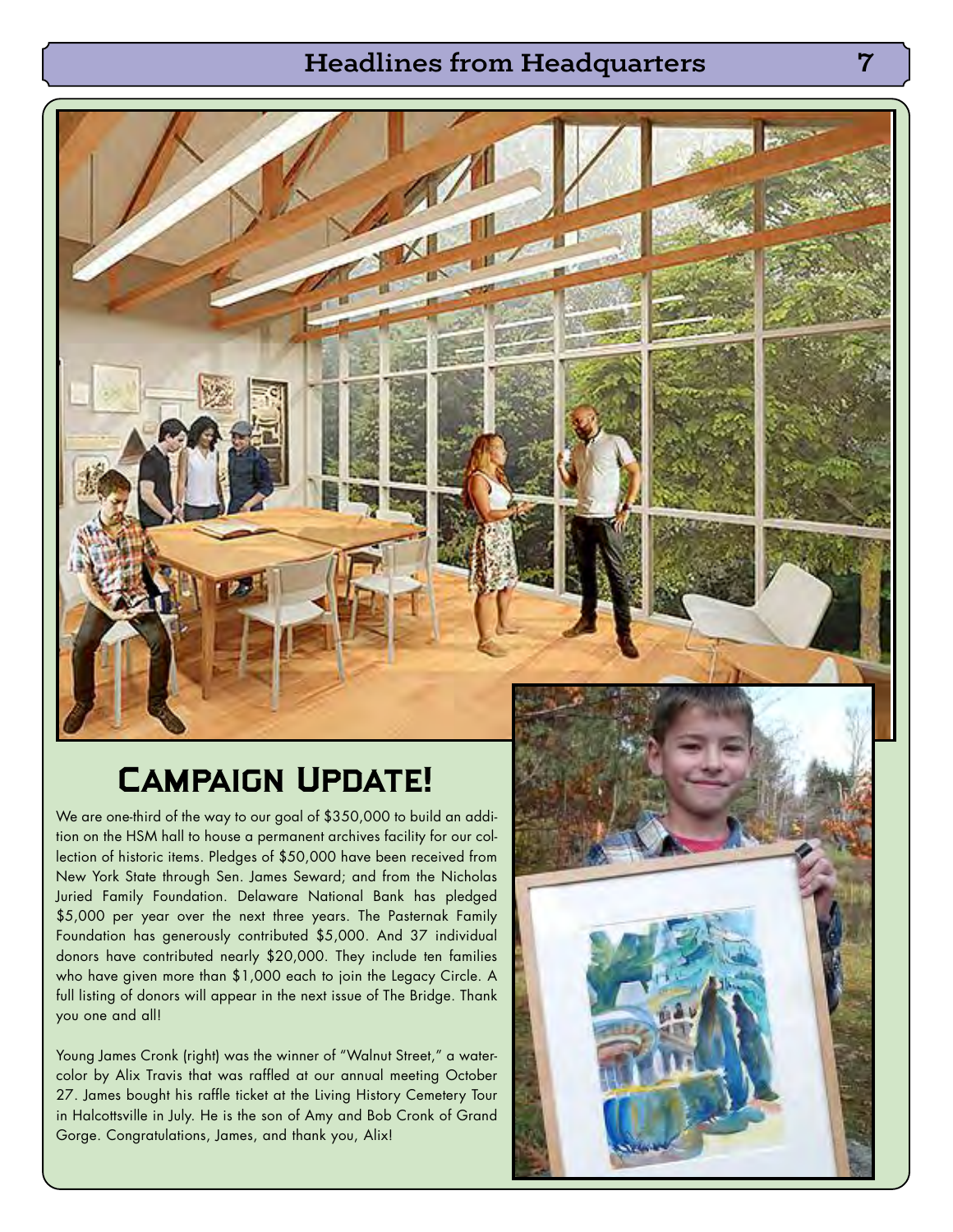## Campaign Update!

We are one-third of the way to our goal of $350,000 to build an addition on the HSM hall to house a permanent archives facility for our collection of historic items. Pledges of $50,000 have been received from New York State through Sen. James Seward; and from the Nicholas Juried Family Foundation. Delaware National Bank has pledged $5,000 per year over the next three years. The Pasternak Family Foundation has generously contributed $5,000. And 37 individual donors have contributed nearly $20,000. They include ten families who have given more than $1,000 each to join the Legacy Circle. A full listing of donors will appear in the next issue of The Bridge. Thank you one and all!

Young James Cronk (right) was the winner of "Walnut Street," a watercolor by Alix Travis that was raffled at our annual meeting October 27. James bought his raffle ticket at the Living History Cemetery Tour in Halcottsville in July. He is the son of Amy and Bob Cronk of Grand Gorge. Congratulations, James, and thank you, Alix!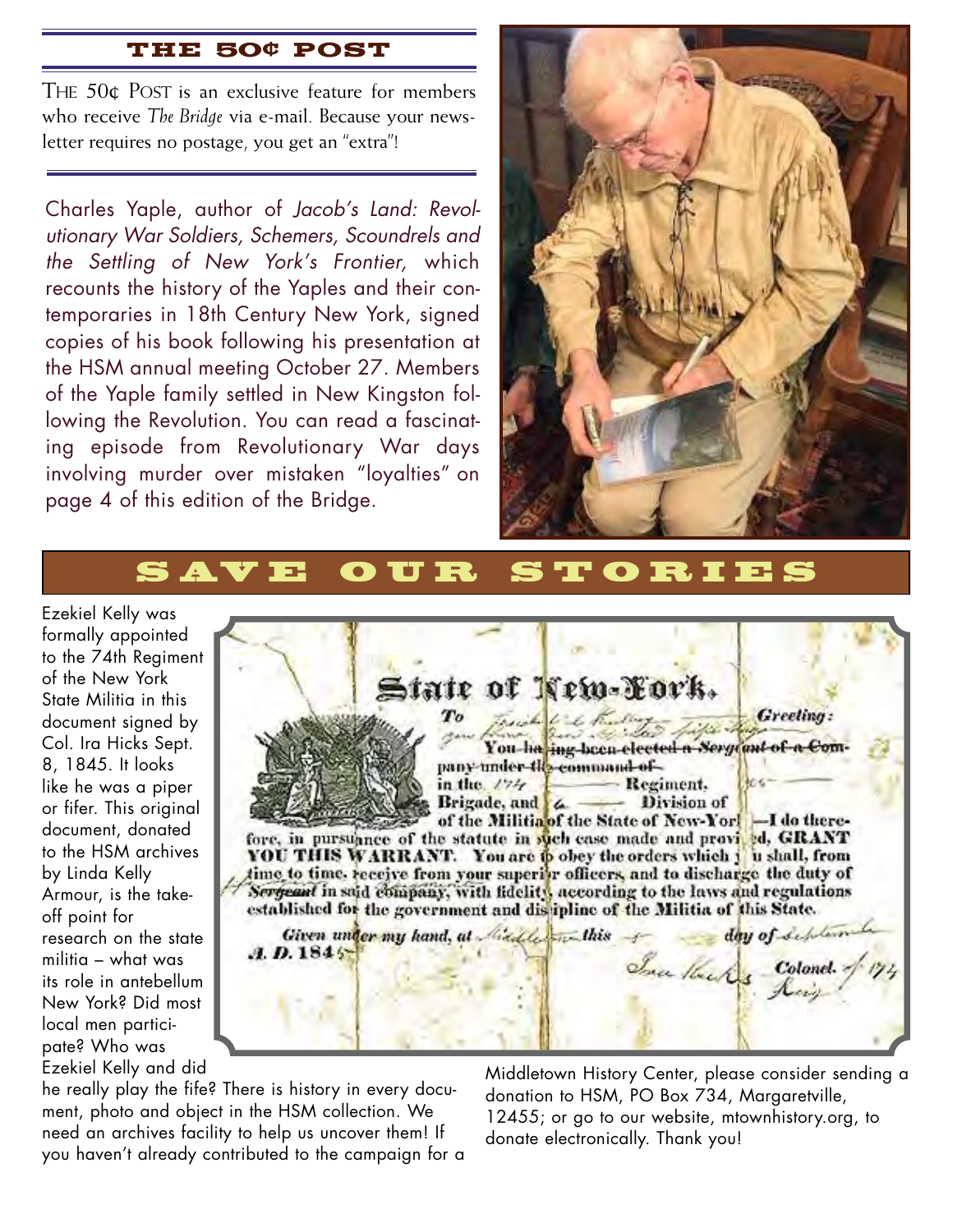## THE 50¢ POST

THE 50¢ POST is an exclusive feature for members who receive *The Bridge* via e-mail. Because your newsletter requires no postage, you get an "extra"!

Charles Yaple, author of *Jacob's Land: Revolutionary War Soldiers, Schemers, Scoundrels and the Settling of New York's Frontier,* which recounts the history of the Yaples and their contemporaries in 18th Century New York, signed copies of his book following his presentation at the HSM annual meeting October 27. Members of the Yaple family settled in New Kingston following the Revolution. You can read a fascinating episode from Revolutionary War days involving murder over mistaken "loyalties" on page 4 of this edition of the Bridge.

## SAVE OUR STORIES

Ezekiel Kelly was formally appointed to the 74th Regiment of the New York State Militia in this document signed by Col. Ira Hicks Sept. 8, 1845. It looks like he was a piper or fifer. This original document, donated to the HSM archives by Linda Kelly Armour, is the take-off point for research on the state militia – what was its role in antebellum New York? Did most local men participate? Who was Ezekiel Kelly and did he really play the fife? There is history in every document, photo and object in the HSM collection. We need an archives facility to help us uncover them! If you haven't already contributed to the campaign for a Middletown History Center, please consider sending a donation to HSM, PO Box 734, Margaretville, 12455; or go to our website, mtownhistory.org, to donate electronically. Thank you!